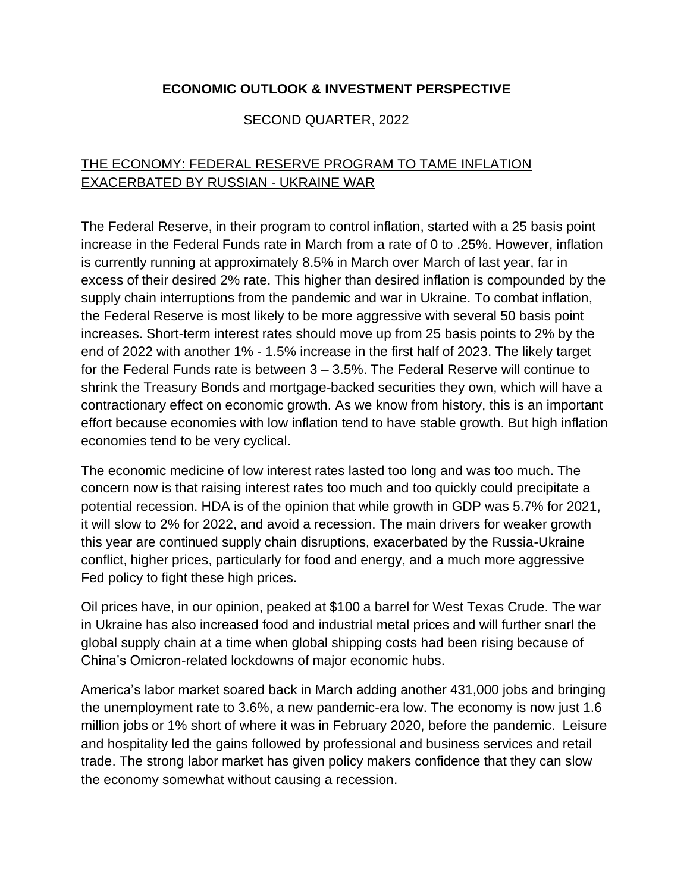# ECONOMIC OUTLOOK & INVESTMENT PERSPECTIVE

SECOND QUARTER, 2022

## THE ECONOMY: FEDERAL RESERVE PROGRAM TO TAME INFLATION EXACERBATED BY RUSSIAN - UKRAINE WAR

The Federal Reserve, in their program to control inflation, started with a 25 basis point increase in the Federal Funds rate in March from a rate of 0 to .25%. However, inflation is currently running at approximately 8.5% in March over March of last year, far in excess of their desired 2% rate. This higher than desired inflation is compounded by the supply chain interruptions from the pandemic and war in Ukraine. To combat inflation, the Federal Reserve is most likely to be more aggressive with several 50 basis point increases. Short-term interest rates should move up from 25 basis points to 2% by the end of 2022 with another 1% - 1.5% increase in the first half of 2023. The likely target for the Federal Funds rate is between 3 – 3.5%. The Federal Reserve will continue to shrink the Treasury Bonds and mortgage-backed securities they own, which will have a contractionary effect on economic growth. As we know from history, this is an important effort because economies with low inflation tend to have stable growth. But high inflation economies tend to be very cyclical.

The economic medicine of low interest rates lasted too long and was too much. The concern now is that raising interest rates too much and too quickly could precipitate a potential recession. HDA is of the opinion that while growth in GDP was 5.7% for 2021, it will slow to 2% for 2022, and avoid a recession. The main drivers for weaker growth this year are continued supply chain disruptions, exacerbated by the Russia-Ukraine conflict, higher prices, particularly for food and energy, and a much more aggressive Fed policy to fight these high prices.

Oil prices have, in our opinion, peaked at $100 a barrel for West Texas Crude. The war in Ukraine has also increased food and industrial metal prices and will further snarl the global supply chain at a time when global shipping costs had been rising because of China's Omicron-related lockdowns of major economic hubs.

America's labor market soared back in March adding another 431,000 jobs and bringing the unemployment rate to 3.6%, a new pandemic-era low. The economy is now just 1.6 million jobs or 1% short of where it was in February 2020, before the pandemic. Leisure and hospitality led the gains followed by professional and business services and retail trade. The strong labor market has given policy makers confidence that they can slow the economy somewhat without causing a recession.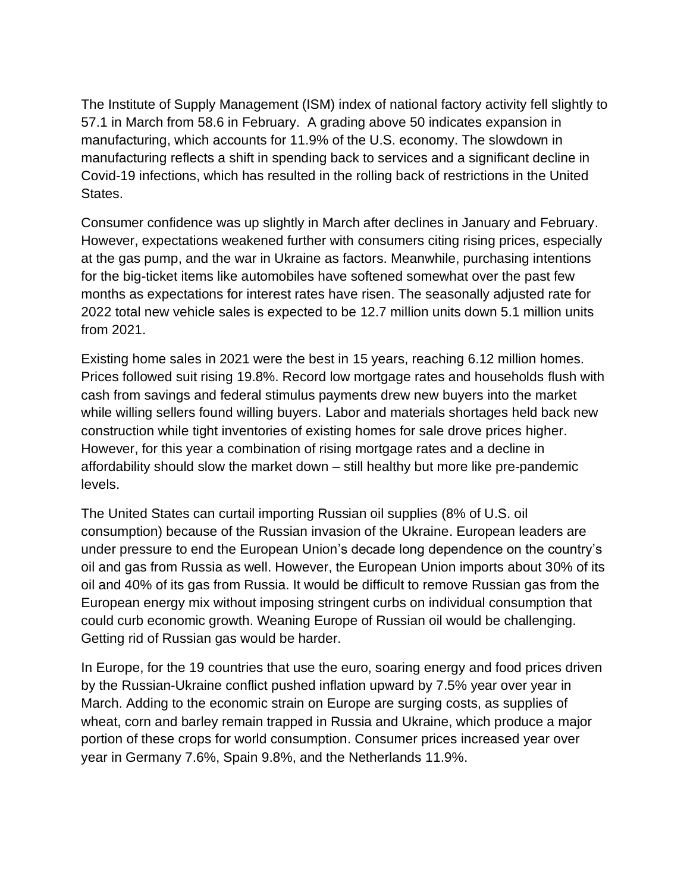The Institute of Supply Management (ISM) index of national factory activity fell slightly to 57.1 in March from 58.6 in February. A grading above 50 indicates expansion in manufacturing, which accounts for 11.9% of the U.S. economy. The slowdown in manufacturing reflects a shift in spending back to services and a significant decline in Covid-19 infections, which has resulted in the rolling back of restrictions in the United States.

Consumer confidence was up slightly in March after declines in January and February. However, expectations weakened further with consumers citing rising prices, especially at the gas pump, and the war in Ukraine as factors. Meanwhile, purchasing intentions for the big-ticket items like automobiles have softened somewhat over the past few months as expectations for interest rates have risen. The seasonally adjusted rate for 2022 total new vehicle sales is expected to be 12.7 million units down 5.1 million units from 2021.

Existing home sales in 2021 were the best in 15 years, reaching 6.12 million homes. Prices followed suit rising 19.8%. Record low mortgage rates and households flush with cash from savings and federal stimulus payments drew new buyers into the market while willing sellers found willing buyers. Labor and materials shortages held back new construction while tight inventories of existing homes for sale drove prices higher. However, for this year a combination of rising mortgage rates and a decline in affordability should slow the market down – still healthy but more like pre-pandemic levels.

The United States can curtail importing Russian oil supplies (8% of U.S. oil consumption) because of the Russian invasion of the Ukraine. European leaders are under pressure to end the European Union's decade long dependence on the country's oil and gas from Russia as well. However, the European Union imports about 30% of its oil and 40% of its gas from Russia. It would be difficult to remove Russian gas from the European energy mix without imposing stringent curbs on individual consumption that could curb economic growth. Weaning Europe of Russian oil would be challenging. Getting rid of Russian gas would be harder.

In Europe, for the 19 countries that use the euro, soaring energy and food prices driven by the Russian-Ukraine conflict pushed inflation upward by 7.5% year over year in March. Adding to the economic strain on Europe are surging costs, as supplies of wheat, corn and barley remain trapped in Russia and Ukraine, which produce a major portion of these crops for world consumption. Consumer prices increased year over year in Germany 7.6%, Spain 9.8%, and the Netherlands 11.9%.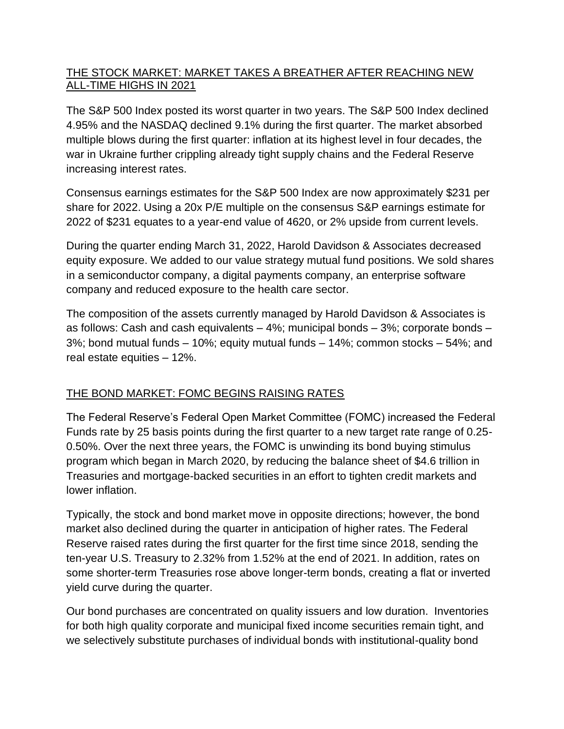## THE STOCK MARKET: MARKET TAKES A BREATHER AFTER REACHING NEW ALL-TIME HIGHS IN 2021

The S&P 500 Index posted its worst quarter in two years. The S&P 500 Index declined 4.95% and the NASDAQ declined 9.1% during the first quarter. The market absorbed multiple blows during the first quarter: inflation at its highest level in four decades, the war in Ukraine further crippling already tight supply chains and the Federal Reserve increasing interest rates.

Consensus earnings estimates for the S&P 500 Index are now approximately $231 per share for 2022. Using a 20x P/E multiple on the consensus S&P earnings estimate for 2022 of $231 equates to a year-end value of 4620, or 2% upside from current levels.

During the quarter ending March 31, 2022, Harold Davidson & Associates decreased equity exposure. We added to our value strategy mutual fund positions. We sold shares in a semiconductor company, a digital payments company, an enterprise software company and reduced exposure to the health care sector.

The composition of the assets currently managed by Harold Davidson & Associates is as follows: Cash and cash equivalents – 4%; municipal bonds – 3%; corporate bonds – 3%; bond mutual funds – 10%; equity mutual funds – 14%; common stocks – 54%; and real estate equities – 12%.

## THE BOND MARKET: FOMC BEGINS RAISING RATES

The Federal Reserve's Federal Open Market Committee (FOMC) increased the Federal Funds rate by 25 basis points during the first quarter to a new target rate range of 0.25-0.50%. Over the next three years, the FOMC is unwinding its bond buying stimulus program which began in March 2020, by reducing the balance sheet of $4.6 trillion in Treasuries and mortgage-backed securities in an effort to tighten credit markets and lower inflation.

Typically, the stock and bond market move in opposite directions; however, the bond market also declined during the quarter in anticipation of higher rates. The Federal Reserve raised rates during the first quarter for the first time since 2018, sending the ten-year U.S. Treasury to 2.32% from 1.52% at the end of 2021. In addition, rates on some shorter-term Treasuries rose above longer-term bonds, creating a flat or inverted yield curve during the quarter.

Our bond purchases are concentrated on quality issuers and low duration. Inventories for both high quality corporate and municipal fixed income securities remain tight, and we selectively substitute purchases of individual bonds with institutional-quality bond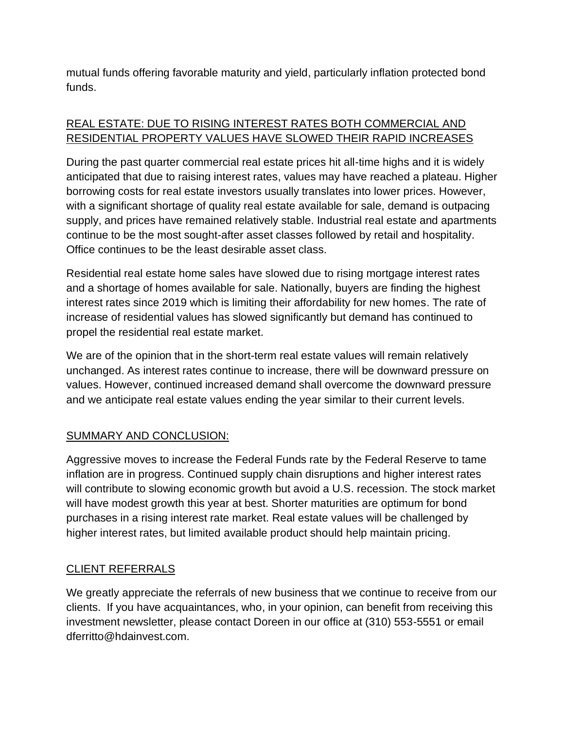mutual funds offering favorable maturity and yield, particularly inflation protected bond funds.

## REAL ESTATE: DUE TO RISING INTEREST RATES BOTH COMMERCIAL AND RESIDENTIAL PROPERTY VALUES HAVE SLOWED THEIR RAPID INCREASES

During the past quarter commercial real estate prices hit all-time highs and it is widely anticipated that due to raising interest rates, values may have reached a plateau. Higher borrowing costs for real estate investors usually translates into lower prices. However, with a significant shortage of quality real estate available for sale, demand is outpacing supply, and prices have remained relatively stable. Industrial real estate and apartments continue to be the most sought-after asset classes followed by retail and hospitality. Office continues to be the least desirable asset class.

Residential real estate home sales have slowed due to rising mortgage interest rates and a shortage of homes available for sale. Nationally, buyers are finding the highest interest rates since 2019 which is limiting their affordability for new homes. The rate of increase of residential values has slowed significantly but demand has continued to propel the residential real estate market.

We are of the opinion that in the short-term real estate values will remain relatively unchanged. As interest rates continue to increase, there will be downward pressure on values. However, continued increased demand shall overcome the downward pressure and we anticipate real estate values ending the year similar to their current levels.

## SUMMARY AND CONCLUSION:

Aggressive moves to increase the Federal Funds rate by the Federal Reserve to tame inflation are in progress. Continued supply chain disruptions and higher interest rates will contribute to slowing economic growth but avoid a U.S. recession. The stock market will have modest growth this year at best. Shorter maturities are optimum for bond purchases in a rising interest rate market. Real estate values will be challenged by higher interest rates, but limited available product should help maintain pricing.

## CLIENT REFERRALS

We greatly appreciate the referrals of new business that we continue to receive from our clients. If you have acquaintances, who, in your opinion, can benefit from receiving this investment newsletter, please contact Doreen in our office at (310) 553-5551 or email dferritto@hdainvest.com.